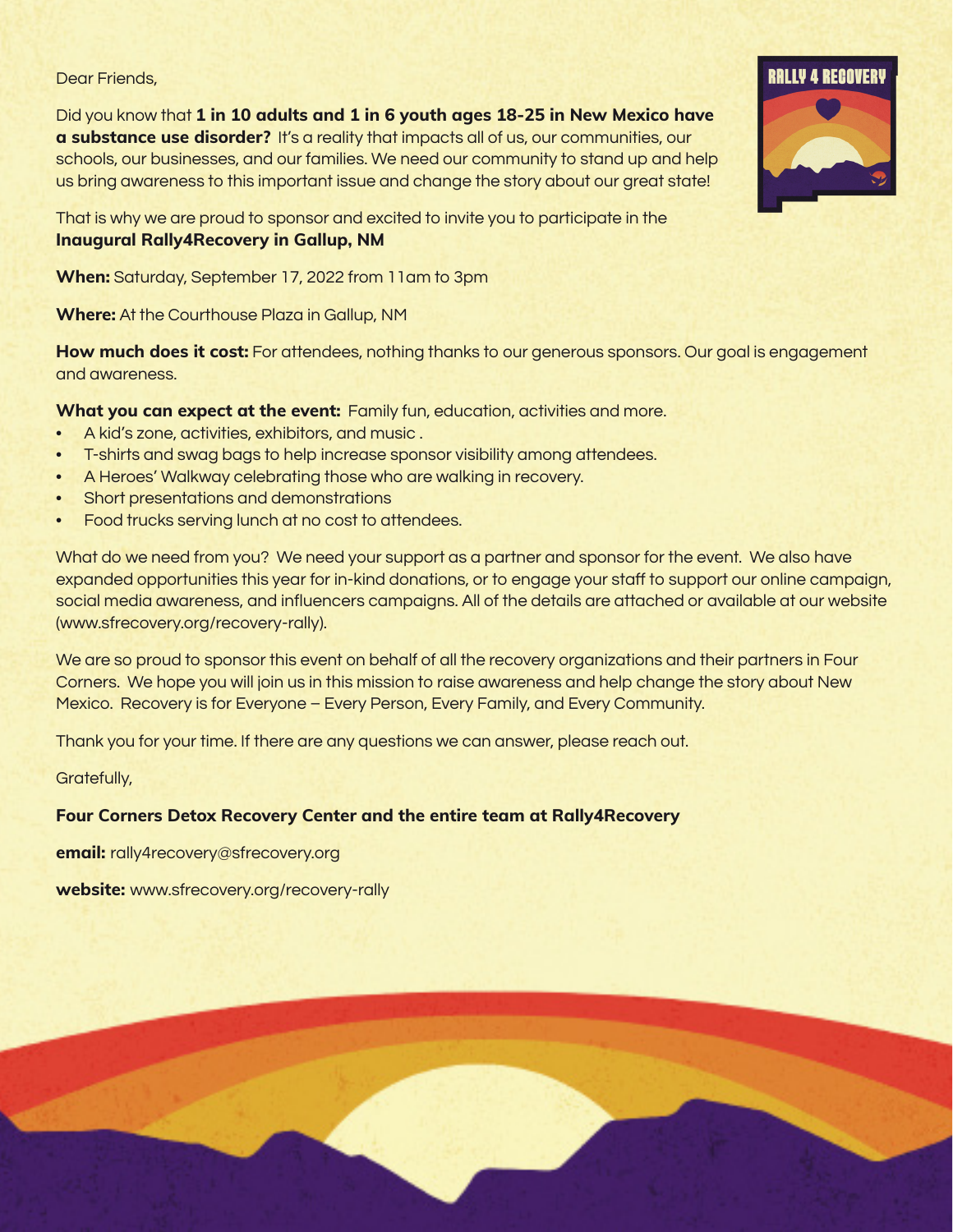Dear Friends,

Did you know that **1 in 10 adults and 1 in 6 youth ages 18-25 in New Mexico have a substance use disorder?** It's a reality that impacts all of us, our communities, our schools, our businesses, and our families. We need our community to stand up and help us bring awareness to this important issue and change the story about our great state!

That is why we are proud to sponsor and excited to invite you to participate in the **Inaugural Rally4Recovery in Gallup, NM**

**When:** Saturday, September 17, 2022 from 11am to 3pm

**Where:** At the Courthouse Plaza in Gallup, NM

**How much does it cost:** For attendees, nothing thanks to our generous sponsors. Our goal is engagement and awareness.

**What you can expect at the event:** Family fun, education, activities and more.

- A kid's zone, activities, exhibitors, and music .
- T-shirts and swag bags to help increase sponsor visibility among attendees.
- A Heroes' Walkway celebrating those who are walking in recovery.
- Short presentations and demonstrations
- Food trucks serving lunch at no cost to attendees.

What do we need from you? We need your support as a partner and sponsor for the event. We also have expanded opportunities this year for in-kind donations, or to engage your staff to support our online campaign, social media awareness, and influencers campaigns. All of the details are attached or available at our website (www.sfrecovery.org/recovery-rally).

We are so proud to sponsor this event on behalf of all the recovery organizations and their partners in Four Corners. We hope you will join us in this mission to raise awareness and help change the story about New Mexico. Recovery is for Everyone – Every Person, Every Family, and Every Community.

Thank you for your time. If there are any questions we can answer, please reach out.

Gratefully,

**Four Corners Detox Recovery Center and the entire team at Rally4Recovery**

**email:** rally4recovery@sfrecovery.org

**website:** www.sfrecovery.org/recovery-rally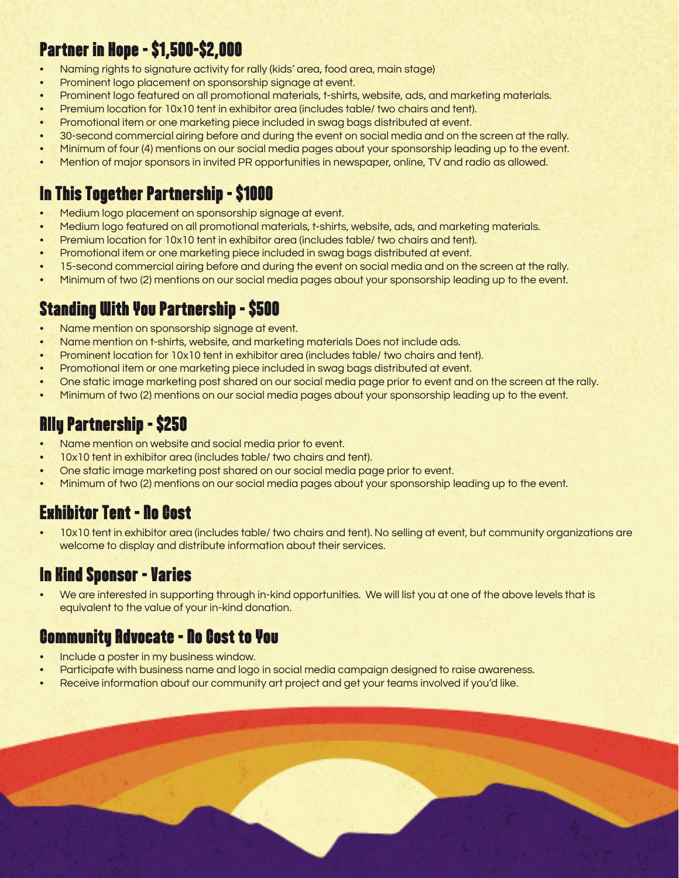## Partner in Hope - $1,500-$2,000

- Naming rights to signature activity for rally (kids' area, food area, main stage)
- Prominent logo placement on sponsorship signage at event.
- Prominent logo featured on all promotional materials, t-shirts, website, ads, and marketing materials.
- Premium location for 10x10 tent in exhibitor area (includes table/ two chairs and tent).
- Promotional item or one marketing piece included in swag bags distributed at event.
- 30-second commercial airing before and during the event on social media and on the screen at the rally.
- Minimum of four (4) mentions on our social media pages about your sponsorship leading up to the event.
- Mention of major sponsors in invited PR opportunities in newspaper, online, TV and radio as allowed.

## In This Together Partnership - $1000

- Medium logo placement on sponsorship signage at event.
- Medium logo featured on all promotional materials, t-shirts, website, ads, and marketing materials.
- Premium location for 10x10 tent in exhibitor area (includes table/ two chairs and tent).
- Promotional item or one marketing piece included in swag bags distributed at event.
- 15-second commercial airing before and during the event on social media and on the screen at the rally.
- Minimum of two (2) mentions on our social media pages about your sponsorship leading up to the event.

## Standing With You Partnership - $500

- Name mention on sponsorship signage at event.
- Name mention on t-shirts, website, and marketing materials Does not include ads.
- Prominent location for 10x10 tent in exhibitor area (includes table/ two chairs and tent).
- Promotional item or one marketing piece included in swag bags distributed at event.
- One static image marketing post shared on our social media page prior to event and on the screen at the rally.
- Minimum of two (2) mentions on our social media pages about your sponsorship leading up to the event.

## Ally Partnership - $250

- Name mention on website and social media prior to event.
- 10x10 tent in exhibitor area (includes table/ two chairs and tent).
- One static image marketing post shared on our social media page prior to event.
- Minimum of two (2) mentions on our social media pages about your sponsorship leading up to the event.

## Exhibitor Tent - No Cost

- 10x10 tent in exhibitor area (includes table/ two chairs and tent). No selling at event, but community organizations are welcome to display and distribute information about their services.

## In Kind Sponsor - Varies

- We are interested in supporting through in-kind opportunities. We will list you at one of the above levels that is equivalent to the value of your in-kind donation.

## Community Advocate - No Cost to You

- Include a poster in my business window.
- Participate with business name and logo in social media campaign designed to raise awareness.
- Receive information about our community art project and get your teams involved if you'd like.